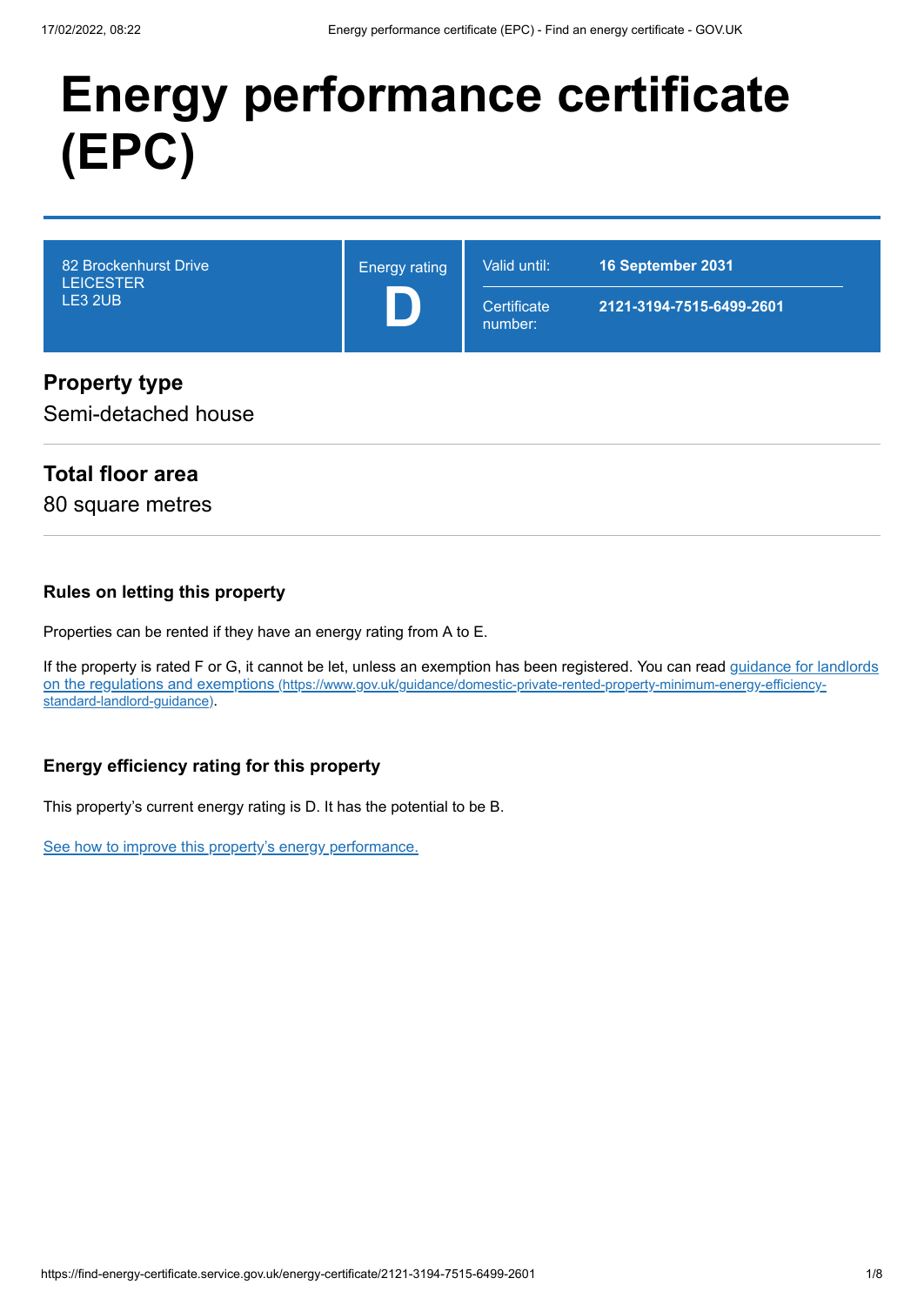# Energy performance certificate (EPC)

| 82 Brockenhurst Drive<br>LEICESTER<br>LE3 2UB | Energy rating<br>**D** | Valid until: | **16 September 2031** |
|---|---|---|---|
| | | Certificate number: | **2121-3194-7515-6499-2601** |

## Property type

Semi-detached house

## Total floor area

80 square metres

### Rules on letting this property

Properties can be rented if they have an energy rating from A to E.

If the property is rated F or G, it cannot be let, unless an exemption has been registered. You can read guidance for landlords on the regulations and exemptions (https://www.gov.uk/guidance/domestic-private-rented-property-minimum-energy-efficiency-standard-landlord-guidance).

### Energy efficiency rating for this property

This property's current energy rating is D. It has the potential to be B.

See how to improve this property's energy performance.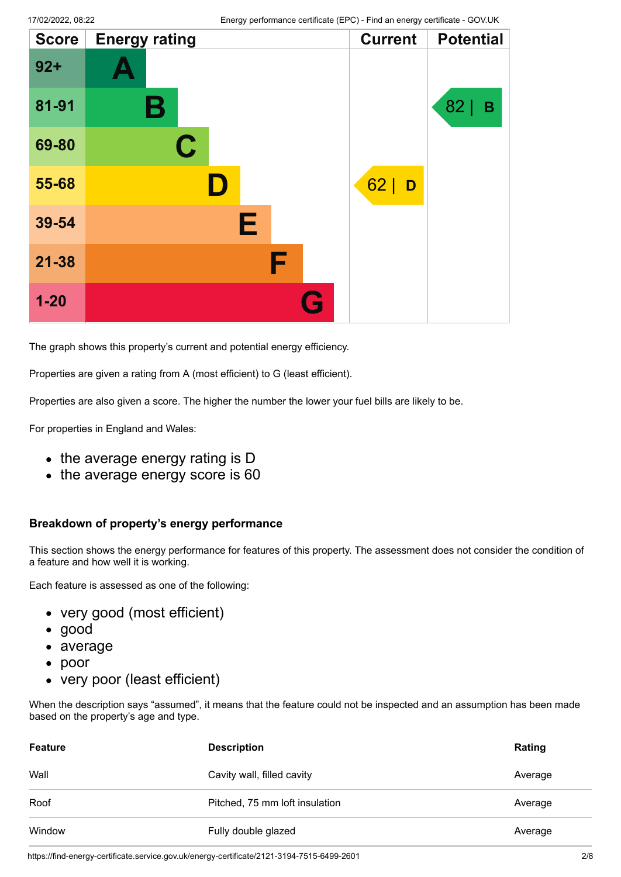| Score | Energy rating | Current | Potential |
|---|---|---|---|
| 92+ | A | | |
| 81-91 | B | | 82 \| B |
| 69-80 | C | | |
| 55-68 | D | 62 \| D | |
| 39-54 | E | | |
| 21-38 | F | | |
| 1-20 | G | | |

The graph shows this property's current and potential energy efficiency.

Properties are given a rating from A (most efficient) to G (least efficient).

Properties are also given a score. The higher the number the lower your fuel bills are likely to be.

For properties in England and Wales:

- the average energy rating is D
- the average energy score is 60

### Breakdown of property's energy performance

This section shows the energy performance for features of this property. The assessment does not consider the condition of a feature and how well it is working.

Each feature is assessed as one of the following:

- very good (most efficient)
- good
- average
- poor
- very poor (least efficient)

When the description says "assumed", it means that the feature could not be inspected and an assumption has been made based on the property's age and type.

| Feature | Description | Rating |
|---|---|---|
| Wall | Cavity wall, filled cavity | Average |
| Roof | Pitched, 75 mm loft insulation | Average |
| Window | Fully double glazed | Average |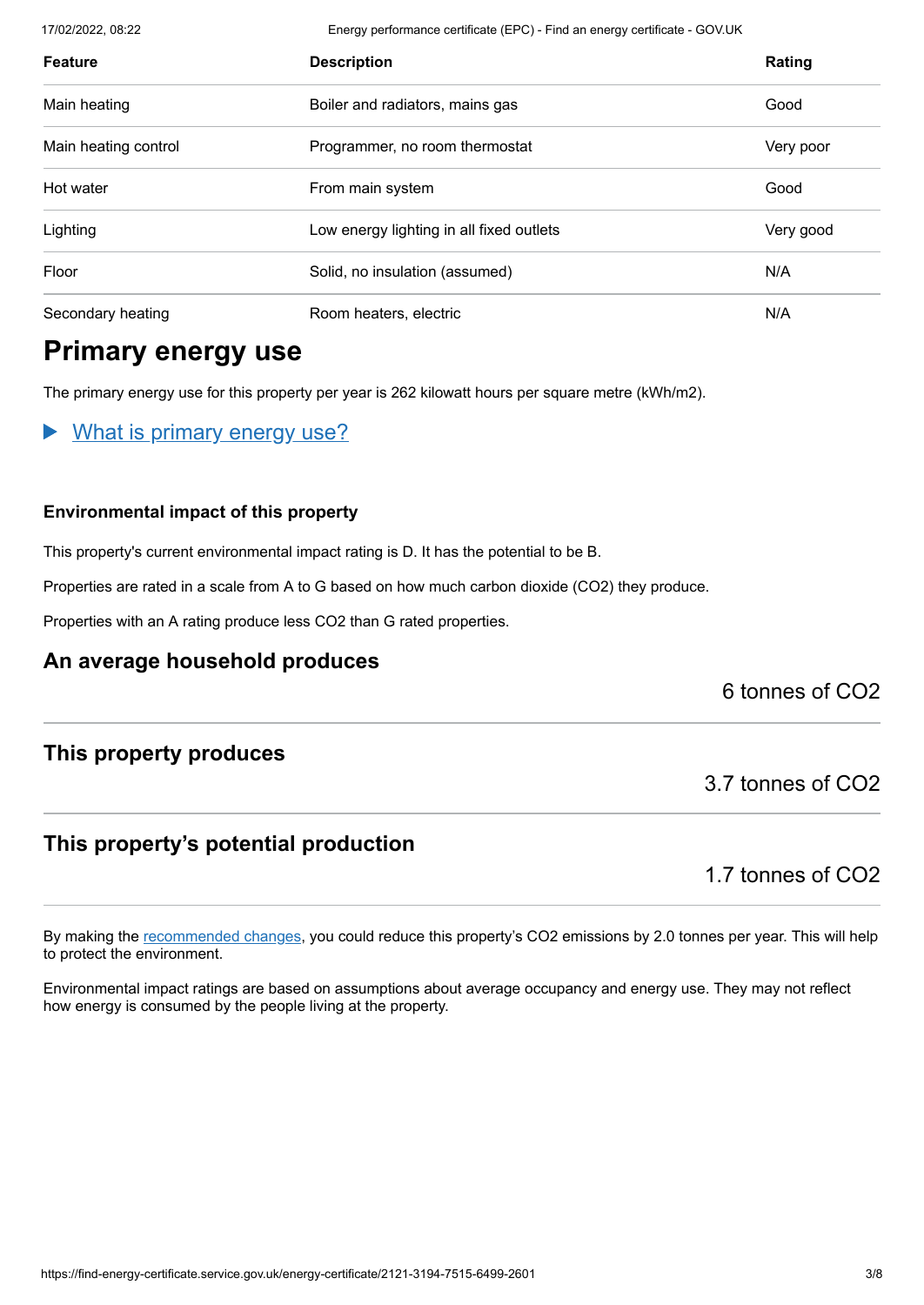| Feature | Description | Rating |
| --- | --- | --- |
| Main heating | Boiler and radiators, mains gas | Good |
| Main heating control | Programmer, no room thermostat | Very poor |
| Hot water | From main system | Good |
| Lighting | Low energy lighting in all fixed outlets | Very good |
| Floor | Solid, no insulation (assumed) | N/A |
| Secondary heating | Room heaters, electric | N/A |

## Primary energy use

The primary energy use for this property per year is 262 kilowatt hours per square metre (kWh/m2).

▶ What is primary energy use?

### Environmental impact of this property

This property's current environmental impact rating is D. It has the potential to be B.

Properties are rated in a scale from A to G based on how much carbon dioxide ($CO_2$) they produce.

Properties with an A rating produce less $CO_2$ than G rated properties.

### An average household produces

6 tonnes of $CO_2$

### This property produces

3.7 tonnes of $CO_2$

### This property's potential production

1.7 tonnes of $CO_2$

By making the recommended changes, you could reduce this property's $CO_2$ emissions by 2.0 tonnes per year. This will help to protect the environment.

Environmental impact ratings are based on assumptions about average occupancy and energy use. They may not reflect how energy is consumed by the people living at the property.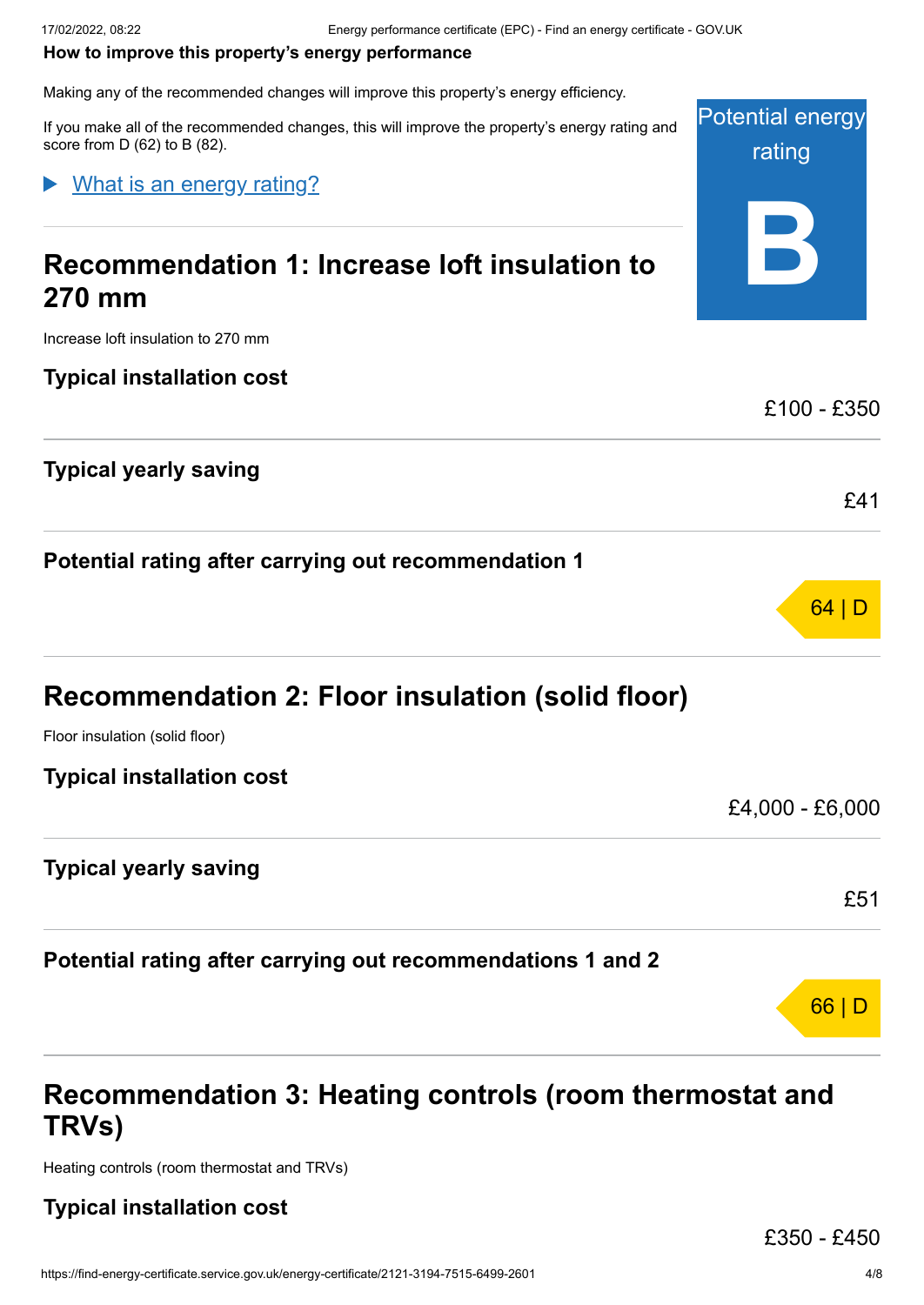**How to improve this property's energy performance**

Making any of the recommended changes will improve this property's energy efficiency.

If you make all of the recommended changes, this will improve the property's energy rating and score from D (62) to B (82).

Potential energy rating

**B**

▶ What is an energy rating?

## Recommendation 1: Increase loft insulation to 270 mm

Increase loft insulation to 270 mm

### Typical installation cost

£100 - £350

### Typical yearly saving

£41

### Potential rating after carrying out recommendation 1

64 | D

## Recommendation 2: Floor insulation (solid floor)

Floor insulation (solid floor)

### Typical installation cost

£4,000 - £6,000

### Typical yearly saving

£51

### Potential rating after carrying out recommendations 1 and 2

66 | D

## Recommendation 3: Heating controls (room thermostat and TRVs)

Heating controls (room thermostat and TRVs)

### Typical installation cost

£350 - £450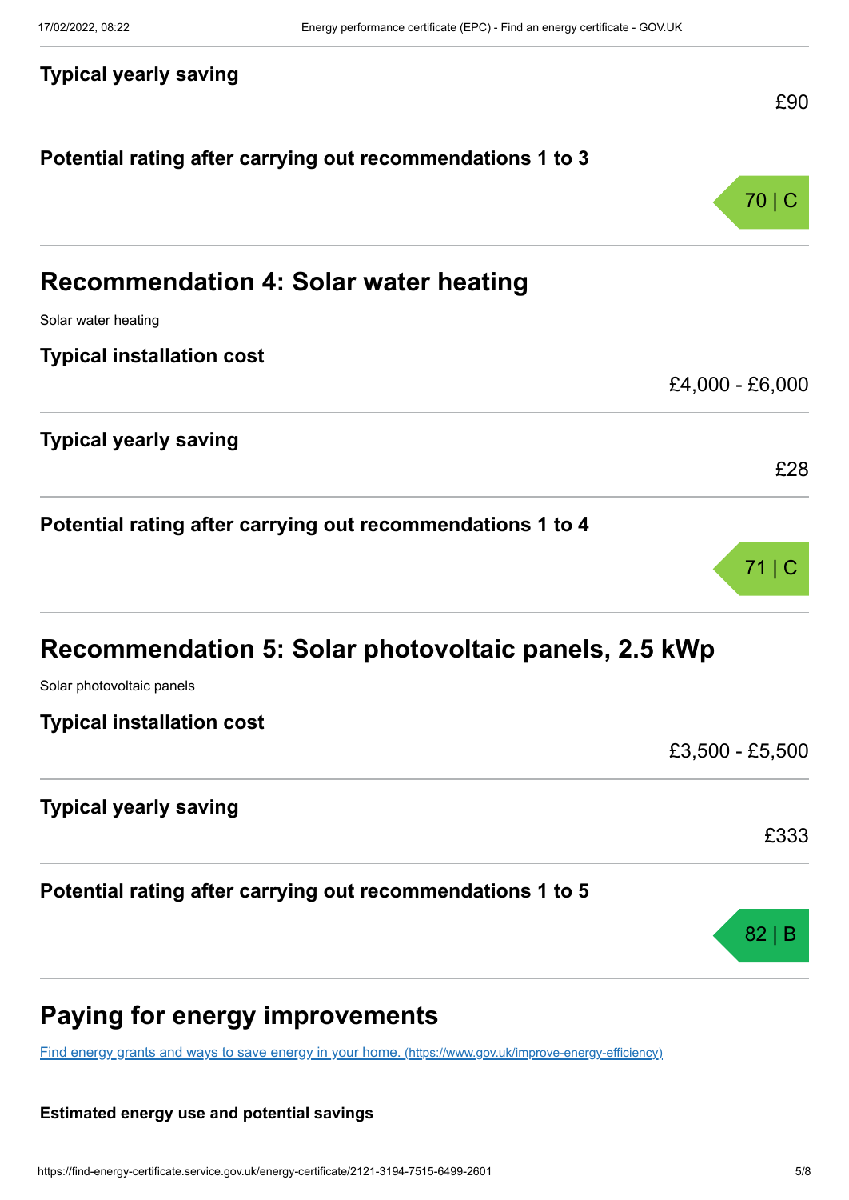### Typical yearly saving

£90

### Potential rating after carrying out recommendations 1 to 3

70 | C

## Recommendation 4: Solar water heating

Solar water heating

### Typical installation cost

£4,000 - £6,000

### Typical yearly saving

£28

### Potential rating after carrying out recommendations 1 to 4

71 | C

## Recommendation 5: Solar photovoltaic panels, 2.5 kWp

Solar photovoltaic panels

### Typical installation cost

£3,500 - £5,500

### Typical yearly saving

£333

### Potential rating after carrying out recommendations 1 to 5

82 | B

## Paying for energy improvements

[Find energy grants and ways to save energy in your home. (https://www.gov.uk/improve-energy-efficiency)](https://www.gov.uk/improve-energy-efficiency)

**Estimated energy use and potential savings**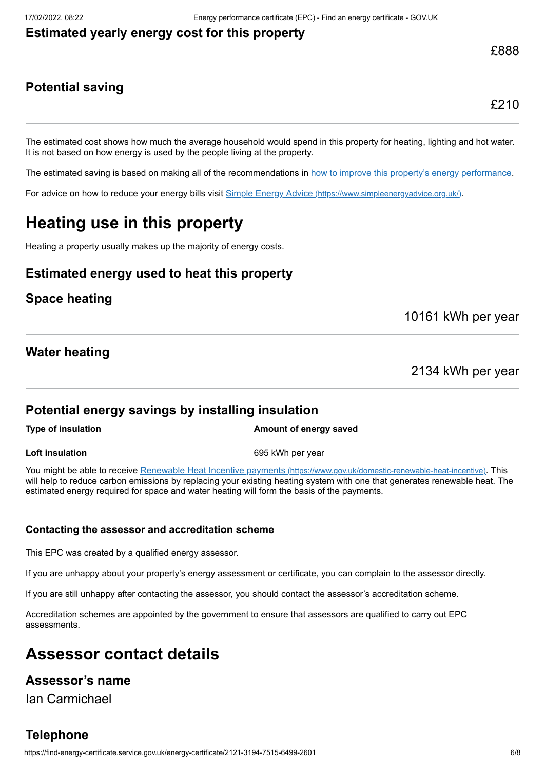### Estimated yearly energy cost for this property

£888

### Potential saving

£210

The estimated cost shows how much the average household would spend in this property for heating, lighting and hot water. It is not based on how energy is used by the people living at the property.

The estimated saving is based on making all of the recommendations in [how to improve this property's energy performance](#).

For advice on how to reduce your energy bills visit [Simple Energy Advice (https://www.simpleenergyadvice.org.uk/)](https://www.simpleenergyadvice.org.uk/).

## Heating use in this property

Heating a property usually makes up the majority of energy costs.

### Estimated energy used to heat this property

### Space heating

10161 kWh per year

### Water heating

2134 kWh per year

### Potential energy savings by installing insulation

| Type of insulation | Amount of energy saved |
| --- | --- |
| **Loft insulation** | 695 kWh per year |

You might be able to receive [Renewable Heat Incentive payments (https://www.gov.uk/domestic-renewable-heat-incentive)](https://www.gov.uk/domestic-renewable-heat-incentive). This will help to reduce carbon emissions by replacing your existing heating system with one that generates renewable heat. The estimated energy required for space and water heating will form the basis of the payments.

#### Contacting the assessor and accreditation scheme

This EPC was created by a qualified energy assessor.

If you are unhappy about your property's energy assessment or certificate, you can complain to the assessor directly.

If you are still unhappy after contacting the assessor, you should contact the assessor's accreditation scheme.

Accreditation schemes are appointed by the government to ensure that assessors are qualified to carry out EPC assessments.

## Assessor contact details

### Assessor's name

Ian Carmichael

### Telephone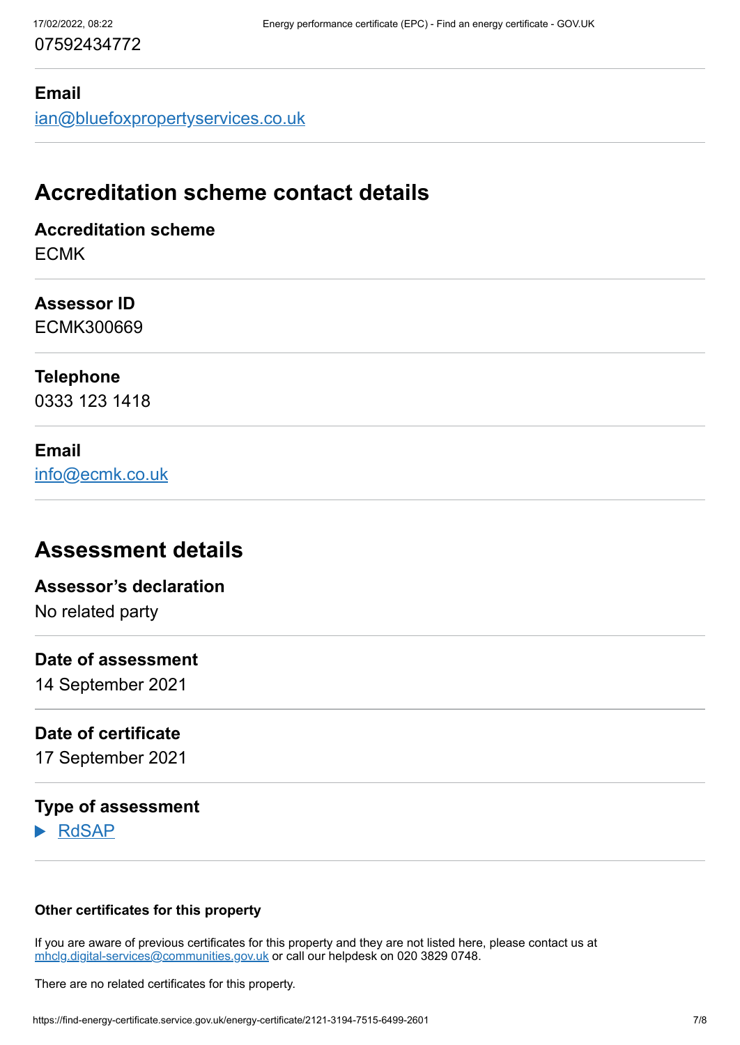07592434772

**Email**

ian@bluefoxpropertyservices.co.uk

## Accreditation scheme contact details

**Accreditation scheme**

ECMK

**Assessor ID**

ECMK300669

**Telephone**

0333 123 1418

**Email**

info@ecmk.co.uk

## Assessment details

**Assessor's declaration**

No related party

**Date of assessment**

14 September 2021

**Date of certificate**

17 September 2021

**Type of assessment**

▶ RdSAP

**Other certificates for this property**

If you are aware of previous certificates for this property and they are not listed here, please contact us at mhclg.digital-services@communities.gov.uk or call our helpdesk on 020 3829 0748.

There are no related certificates for this property.